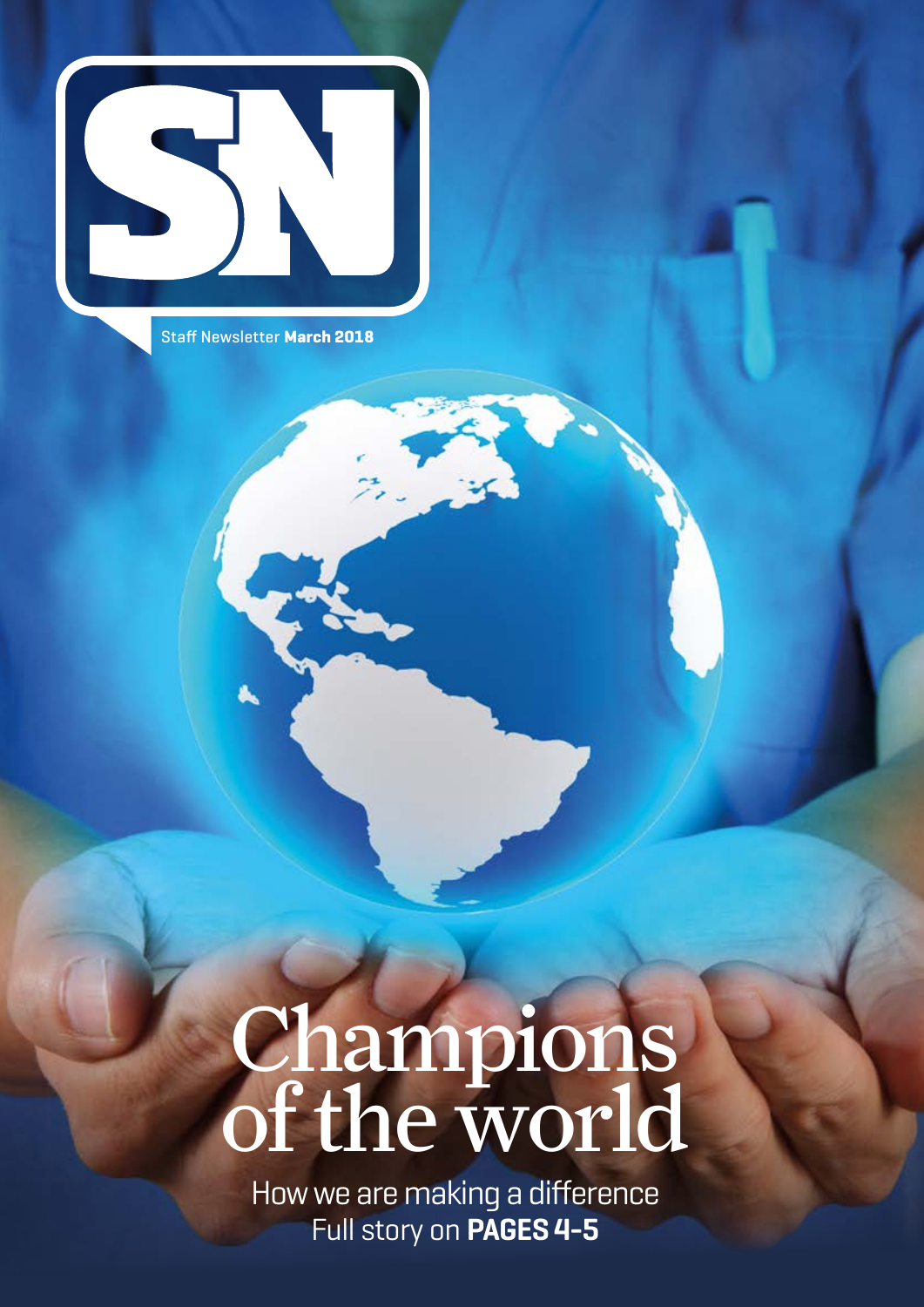# SN

Staff Newsletter **March 2018**

# Champions of the world

How we are making a difference
Full story on **PAGES 4-5**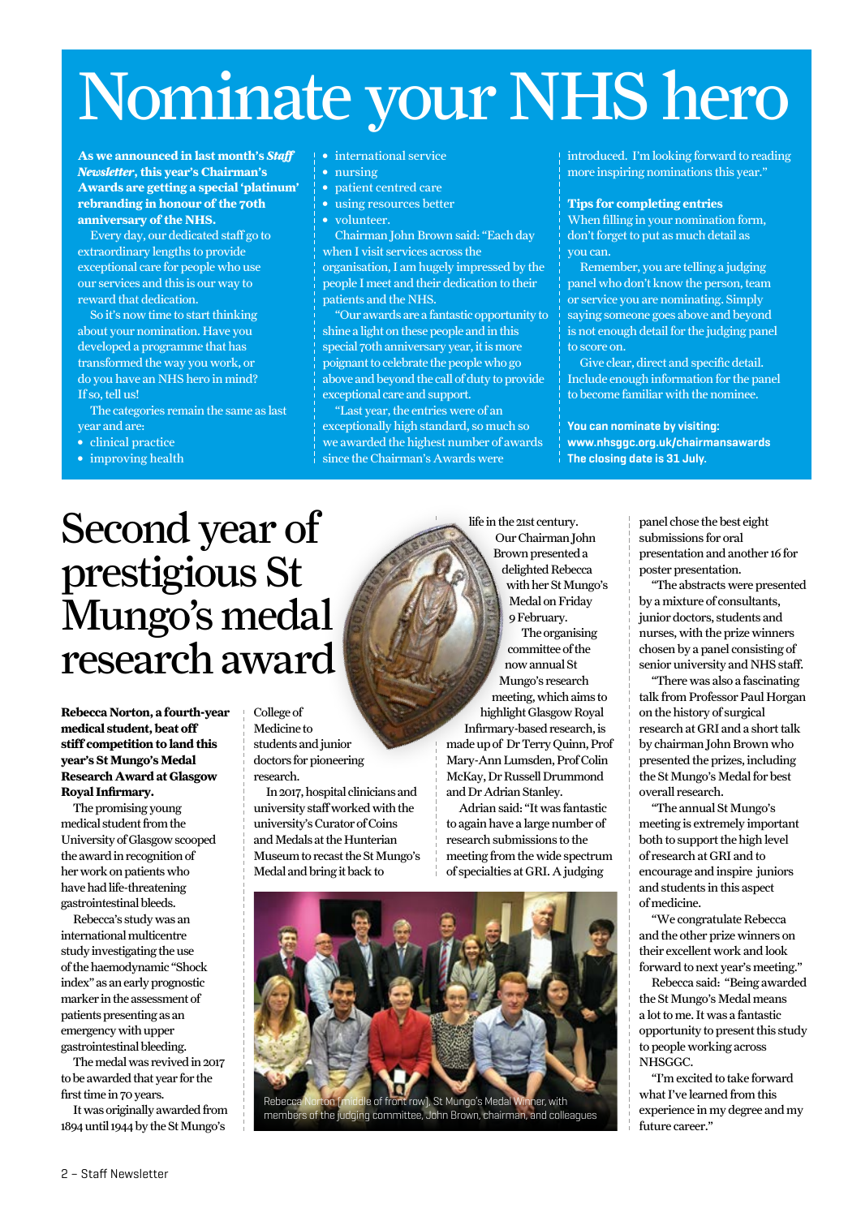# Nominate your NHS hero

**As we announced in last month's *Staff Newsletter*, this year's Chairman's Awards are getting a special 'platinum' rebranding in honour of the 70th anniversary of the NHS.**

Every day, our dedicated staff go to extraordinary lengths to provide exceptional care for people who use our services and this is our way to reward that dedication.

So it's now time to start thinking about your nomination. Have you developed a programme that has transformed the way you work, or do you have an NHS hero in mind? If so, tell us!

The categories remain the same as last year and are:

- clinical practice
- improving health
- international service
- nursing
- patient centred care
- using resources better
- volunteer.

Chairman John Brown said: "Each day when I visit services across the organisation, I am hugely impressed by the people I meet and their dedication to their patients and the NHS.

"Our awards are a fantastic opportunity to shine a light on these people and in this special 70th anniversary year, it is more poignant to celebrate the people who go above and beyond the call of duty to provide exceptional care and support.

"Last year, the entries were of an exceptionally high standard, so much so we awarded the highest number of awards since the Chairman's Awards were introduced. I'm looking forward to reading more inspiring nominations this year."

**Tips for completing entries**

When filling in your nomination form, don't forget to put as much detail as you can.

Remember, you are telling a judging panel who don't know the person, team or service you are nominating. Simply saying someone goes above and beyond is not enough detail for the judging panel to score on.

Give clear, direct and specific detail. Include enough information for the panel to become familiar with the nominee.

**You can nominate by visiting: www.nhsggc.org.uk/chairmansawards**
**The closing date is 31 July.**

# Second year of prestigious St Mungo's medal research award

**Rebecca Norton, a fourth-year medical student, beat off stiff competition to land this year's St Mungo's Medal Research Award at Glasgow Royal Infirmary.**

The promising young medical student from the University of Glasgow scooped the award in recognition of her work on patients who have had life-threatening gastrointestinal bleeds.

Rebecca's study was an international multicentre study investigating the use of the haemodynamic "Shock index" as an early prognostic marker in the assessment of patients presenting as an emergency with upper gastrointestinal bleeding.

The medal was revived in 2017 to be awarded that year for the first time in 70 years.

It was originally awarded from 1894 until 1944 by the St Mungo's College of Medicine to students and junior doctors for pioneering research.

In 2017, hospital clinicians and university staff worked with the university's Curator of Coins and Medals at the Hunterian Museum to recast the St Mungo's Medal and bring it back to life in the 21st century.

Our Chairman John Brown presented a delighted Rebecca with her St Mungo's Medal on Friday 9 February.

The organising committee of the now annual St Mungo's research meeting, which aims to highlight Glasgow Royal Infirmary-based research, is made up of Dr Terry Quinn, Prof Mary-Ann Lumsden, Prof Colin McKay, Dr Russell Drummond and Dr Adrian Stanley.

Adrian said: "It was fantastic to again have a large number of research submissions to the meeting from the wide spectrum of specialties at GRI. A judging panel chose the best eight submissions for oral presentation and another 16 for poster presentation.

"The abstracts were presented by a mixture of consultants, junior doctors, students and nurses, with the prize winners chosen by a panel consisting of senior university and NHS staff.

"There was also a fascinating talk from Professor Paul Horgan on the history of surgical research at GRI and a short talk by chairman John Brown who presented the prizes, including the St Mungo's Medal for best overall research.

"The annual St Mungo's meeting is extremely important both to support the high level of research at GRI and to encourage and inspire juniors and students in this aspect of medicine.

"We congratulate Rebecca and the other prize winners on their excellent work and look forward to next year's meeting."

Rebecca said: "Being awarded the St Mungo's Medal means a lot to me. It was a fantastic opportunity to present this study to people working across NHSGGC.

"I'm excited to take forward what I've learned from this experience in my degree and my future career."

Rebecca Norton (middle of front row), St Mungo's Medal Winner, with members of the judging committee, John Brown, chairman, and colleagues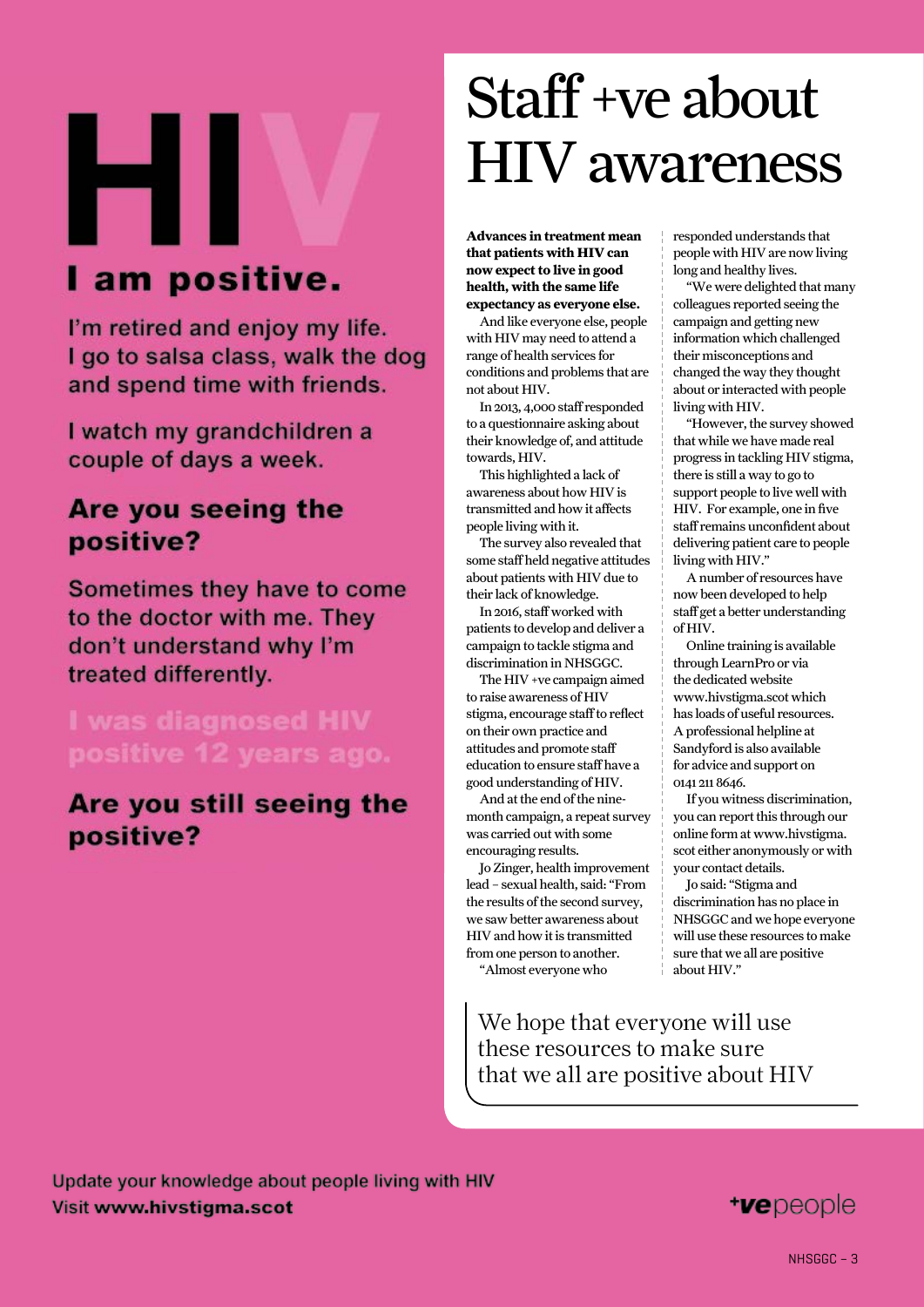# HIV

## I am positive.

I'm retired and enjoy my life. I go to salsa class, walk the dog and spend time with friends.

I watch my grandchildren a couple of days a week.

### Are you seeing the positive?

Sometimes they have to come to the doctor with me. They don't understand why I'm treated differently.

I was diagnosed HIV positive 12 years ago.

### Are you still seeing the positive?

# Staff +ve about HIV awareness

**Advances in treatment mean that patients with HIV can now expect to live in good health, with the same life expectancy as everyone else.**

And like everyone else, people with HIV may need to attend a range of health services for conditions and problems that are not about HIV.

In 2013, 4,000 staff responded to a questionnaire asking about their knowledge of, and attitude towards, HIV.

This highlighted a lack of awareness about how HIV is transmitted and how it affects people living with it.

The survey also revealed that some staff held negative attitudes about patients with HIV due to their lack of knowledge.

In 2016, staff worked with patients to develop and deliver a campaign to tackle stigma and discrimination in NHSGGC.

The HIV +ve campaign aimed to raise awareness of HIV stigma, encourage staff to reflect on their own practice and attitudes and promote staff education to ensure staff have a good understanding of HIV.

And at the end of the nine-month campaign, a repeat survey was carried out with some encouraging results.

Jo Zinger, health improvement lead – sexual health, said: "From the results of the second survey, we saw better awareness about HIV and how it is transmitted from one person to another.

"Almost everyone who responded understands that people with HIV are now living long and healthy lives.

"We were delighted that many colleagues reported seeing the campaign and getting new information which challenged their misconceptions and changed the way they thought about or interacted with people living with HIV.

"However, the survey showed that while we have made real progress in tackling HIV stigma, there is still a way to go to support people to live well with HIV. For example, one in five staff remains unconfident about delivering patient care to people living with HIV."

A number of resources have now been developed to help staff get a better understanding of HIV.

Online training is available through LearnPro or via the dedicated website www.hivstigma.scot which has loads of useful resources. A professional helpline at Sandyford is also available for advice and support on 0141 211 8646.

If you witness discrimination, you can report this through our online form at www.hivstigma.scot either anonymously or with your contact details.

Jo said: "Stigma and discrimination has no place in NHSGGC and we hope everyone will use these resources to make sure that we all are positive about HIV."

> We hope that everyone will use these resources to make sure that we all are positive about HIV

Update your knowledge about people living with HIV
Visit **www.hivstigma.scot**

**+ve**people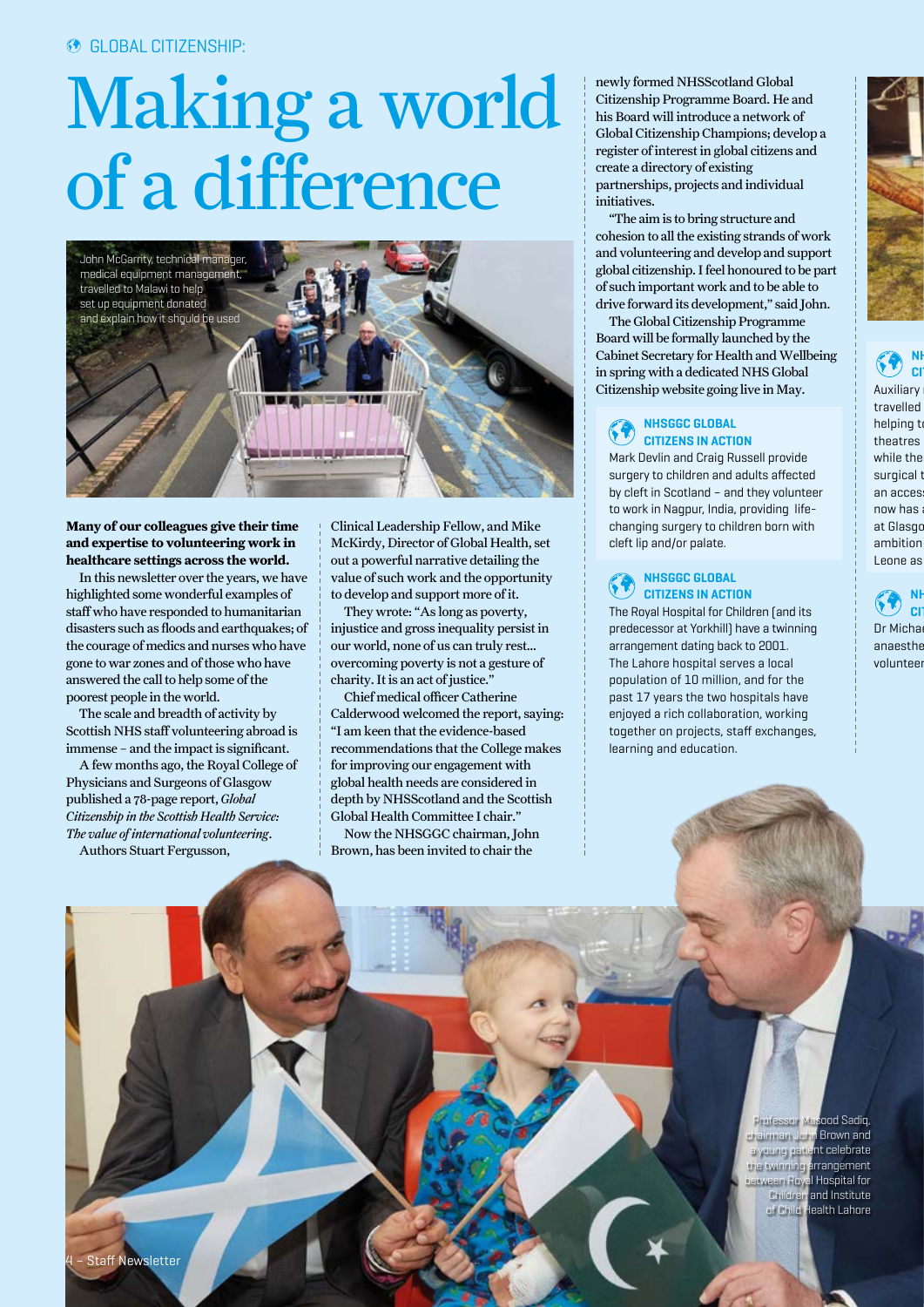GLOBAL CITIZENSHIP:

# Making a world of a difference

John McGarrity, technical manager, medical equipment management, travelled to Malawi to help set up equipment donated and explain how it should be used

**Many of our colleagues give their time and expertise to volunteering work in healthcare settings across the world.**

In this newsletter over the years, we have highlighted some wonderful examples of staff who have responded to humanitarian disasters such as floods and earthquakes; of the courage of medics and nurses who have gone to war zones and of those who have answered the call to help some of the poorest people in the world.

The scale and breadth of activity by Scottish NHS staff volunteering abroad is immense – and the impact is significant.

A few months ago, the Royal College of Physicians and Surgeons of Glasgow published a 78-page report, *Global Citizenship in the Scottish Health Service: The value of international volunteering*.

Authors Stuart Fergusson, Clinical Leadership Fellow, and Mike McKirdy, Director of Global Health, set out a powerful narrative detailing the value of such work and the opportunity to develop and support more of it.

They wrote: "As long as poverty, injustice and gross inequality persist in our world, none of us can truly rest... overcoming poverty is not a gesture of charity. It is an act of justice."

Chief medical officer Catherine Calderwood welcomed the report, saying: "I am keen that the evidence-based recommendations that the College makes for improving our engagement with global health needs are considered in depth by NHSScotland and the Scottish Global Health Committee I chair."

Now the NHSGGC chairman, John Brown, has been invited to chair the newly formed NHSScotland Global Citizenship Programme Board. He and his Board will introduce a network of Global Citizenship Champions; develop a register of interest in global citizens and create a directory of existing partnerships, projects and individual initiatives.

"The aim is to bring structure and cohesion to all the existing strands of work and volunteering and develop and support global citizenship. I feel honoured to be part of such important work and to be able to drive forward its development," said John.

The Global Citizenship Programme Board will be formally launched by the Cabinet Secretary for Health and Wellbeing in spring with a dedicated NHS Global Citizenship website going live in May.

### NHSGGC GLOBAL CITIZENS IN ACTION

Mark Devlin and Craig Russell provide surgery to children and adults affected by cleft in Scotland – and they volunteer to work in Nagpur, India, providing life-changing surgery to children born with cleft lip and/or palate.

### NHSGGC GLOBAL CITIZENS IN ACTION

The Royal Hospital for Children (and its predecessor at Yorkhill) have a twinning arrangement dating back to 2001. The Lahore hospital serves a local population of 10 million, and for the past 17 years the two hospitals have enjoyed a rich collaboration, working together on projects, staff exchanges, learning and education.

Professor Masood Sadiq, chairman John Brown and a young patient celebrate the twinning arrangement between Royal Hospital for Children and Institute of Child Health Lahore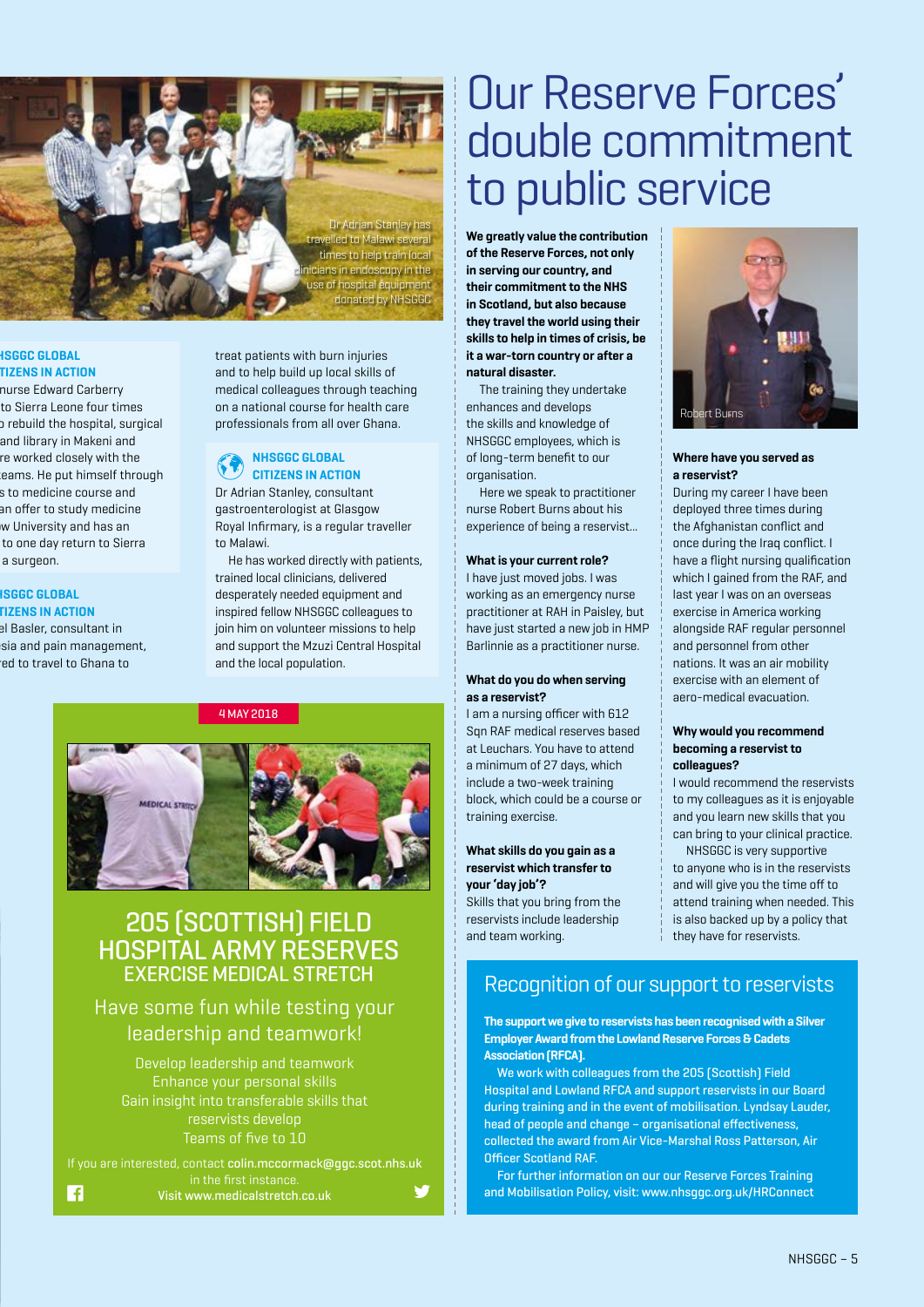Dr Adrian Stanley has travelled to Malawi several times to help train local clinicians in endoscopy in the use of hospital equipment donated by NHSGGC

**NHSGGC GLOBAL CITIZENS IN ACTION**

nurse Edward Carberry to Sierra Leone four times to rebuild the hospital, surgical and library in Makeni and re worked closely with the teams. He put himself through s to medicine course and an offer to study medicine w University and has an to one day return to Sierra a surgeon.

**NHSGGC GLOBAL CITIZENS IN ACTION**

el Basler, consultant in sia and pain management, red to travel to Ghana to treat patients with burn injuries and to help build up local skills of medical colleagues through teaching on a national course for health care professionals from all over Ghana.

**NHSGGC GLOBAL CITIZENS IN ACTION**

Dr Adrian Stanley, consultant gastroenterologist at Glasgow Royal Infirmary, is a regular traveller to Malawi.

He has worked directly with patients, trained local clinicians, delivered desperately needed equipment and inspired fellow NHSGGC colleagues to join him on volunteer missions to help and support the Mzuzi Central Hospital and the local population.

4 MAY 2018

## 205 (SCOTTISH) FIELD HOSPITAL ARMY RESERVES

### EXERCISE MEDICAL STRETCH

Have some fun while testing your leadership and teamwork!

Develop leadership and teamwork
Enhance your personal skills
Gain insight into transferable skills that reservists develop
Teams of five to 10

If you are interested, contact **colin.mccormack@ggc.scot.nhs.uk** in the first instance.
**Visit www.medicalstretch.co.uk**

# Our Reserve Forces' double commitment to public service

**We greatly value the contribution of the Reserve Forces, not only in serving our country, and their commitment to the NHS in Scotland, but also because they travel the world using their skills to help in times of crisis, be it a war-torn country or after a natural disaster.**

The training they undertake enhances and develops the skills and knowledge of NHSGGC employees, which is of long-term benefit to our organisation.

Here we speak to practitioner nurse Robert Burns about his experience of being a reservist...

Robert Burns

**What is your current role?**

I have just moved jobs. I was working as an emergency nurse practitioner at RAH in Paisley, but have just started a new job in HMP Barlinnie as a practitioner nurse.

**What do you do when serving as a reservist?**

I am a nursing officer with 612 Sqn RAF medical reserves based at Leuchars. You have to attend a minimum of 27 days, which include a two-week training block, which could be a course or training exercise.

**What skills do you gain as a reservist which transfer to your 'day job'?**

Skills that you bring from the reservists include leadership and team working.

**Where have you served as a reservist?**

During my career I have been deployed three times during the Afghanistan conflict and once during the Iraq conflict. I have a flight nursing qualification which I gained from the RAF, and last year I was on an overseas exercise in America working alongside RAF regular personnel and personnel from other nations. It was an air mobility exercise with an element of aero-medical evacuation.

**Why would you recommend becoming a reservist to colleagues?**

I would recommend the reservists to my colleagues as it is enjoyable and you learn new skills that you can bring to your clinical practice.

NHSGGC is very supportive to anyone who is in the reservists and will give you the time off to attend training when needed. This is also backed up by a policy that they have for reservists.

## Recognition of our support to reservists

**The support we give to reservists has been recognised with a Silver Employer Award from the Lowland Reserve Forces & Cadets Association (RFCA).**

We work with colleagues from the 205 (Scottish) Field Hospital and Lowland RFCA and support reservists in our Board during training and in the event of mobilisation. Lyndsay Lauder, head of people and change – organisational effectiveness, collected the award from Air Vice-Marshal Ross Patterson, Air Officer Scotland RAF.

For further information on our Reserve Forces Training and Mobilisation Policy, visit: www.nhsggc.org.uk/HRConnect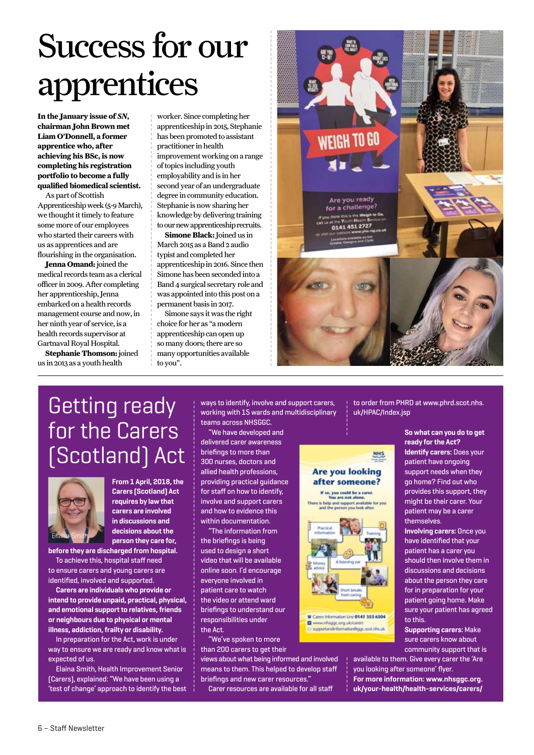# Success for our apprentices

**In the January issue of *SN*, chairman John Brown met Liam O'Donnell, a former apprentice who, after achieving his BSc, is now completing his registration portfolio to become a fully qualified biomedical scientist.**

As part of Scottish Apprenticeship week (5-9 March), we thought it timely to feature some more of our employees who started their careers with us as apprentices and are flourishing in the organisation.

**Jenna Omand:** joined the medical records team as a clerical officer in 2009. After completing her apprenticeship, Jenna embarked on a health records management course and now, in her ninth year of service, is a health records supervisor at Gartnaval Royal Hospital.

**Stephanie Thomson:** joined us in 2013 as a youth health worker. Since completing her apprenticeship in 2015, Stephanie has been promoted to assistant practitioner in health improvement working on a range of topics including youth employability and is in her second year of an undergraduate degree in community education. Stephanie is now sharing her knowledge by delivering training to our new apprenticeship recruits.

**Simone Black:** Joined us in March 2015 as a Band 2 audio typist and completed her apprenticeship in 2016. Since then Simone has been seconded into a Band 4 surgical secretary role and was appointed into this post on a permanent basis in 2017.

Simone says it was the right choice for her as "a modern apprenticeship can open up so many doors; there are so many opportunities available to you".

# Getting ready for the Carers (Scotland) Act

Elaina Smith

**From 1 April, 2018, the Carers (Scotland) Act requires by law that carers are involved in discussions and decisions about the person they care for, before they are discharged from hospital.**

To achieve this, hospital staff need to ensure carers and young carers are identified, involved and supported.

**Carers are individuals who provide or intend to provide unpaid, practical, physical, and emotional support to relatives, friends or neighbours due to physical or mental illness, addiction, frailty or disability.**

In preparation for the Act, work is under way to ensure we are ready and know what is expected of us.

Elaina Smith, Health Improvement Senior (Carers), explained: "We have been using a 'test of change' approach to identify the best ways to identify, involve and support carers, working with 15 wards and multidisciplinary teams across NHSGGC.

"We have developed and delivered carer awareness briefings to more than 300 nurses, doctors and allied health professions, providing practical guidance for staff on how to identify, involve and support carers and how to evidence this within documentation.

"The information from the briefings is being used to design a short video that will be available online soon. I'd encourage everyone involved in patient care to watch the video or attend ward briefings to understand our responsibilities under the Act.

"We've spoken to more than 200 carers to get their views about what being informed and involved means to them. This helped to develop staff briefings and new carer resources."

Carer resources are available for all staff to order from PHRD at www.phrd.scot.nhs.uk/HPAC/Index.jsp

**So what can you do to get ready for the Act?**

**Identify carers:** Does your patient have ongoing support needs when they go home? Find out who provides this support, they might be their carer. Your patient may be a carer themselves.

**Involving carers:** Once you have identified that your patient has a carer you should then involve them in discussions and decisions about the person they care for in preparation for your patient going home. Make sure your patient has agreed to this.

**Supporting carers:** Make sure carers know about community support that is available to them. Give every carer the 'Are you looking after someone' flyer.

**For more information: www.nhsggc.org.uk/your-health/health-services/carers/**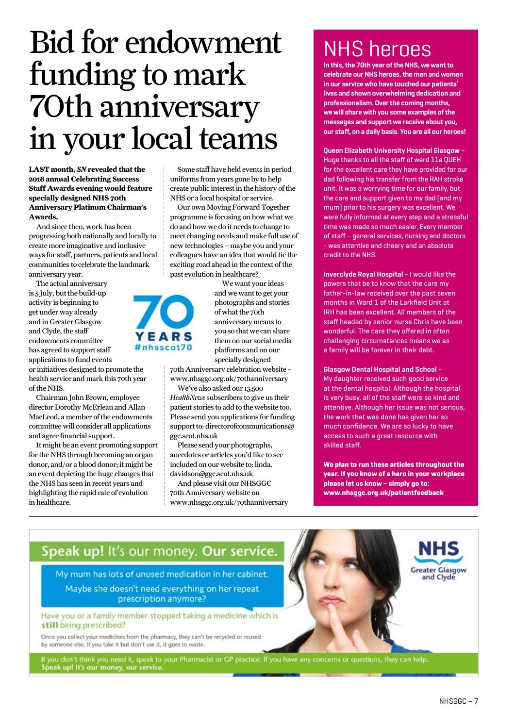# Bid for endowment funding to mark 70th anniversary in your local teams

**LAST month, *SN* revealed that the 2018 annual Celebrating Success Staff Awards evening would feature specially designed NHS 70th Anniversary Platinum Chairman's Awards.**

And since then, work has been progressing both nationally and locally to create more imaginative and inclusive ways for staff, partners, patients and local communities to celebrate the landmark anniversary year.

The actual anniversary is 5 July, but the build-up activity is beginning to get under way already and in Greater Glasgow and Clyde, the staff endowments committee has agreed to support staff applications to fund events or initiatives designed to promote the health service and mark this 70th year of the NHS.

70 YEARS #nhsscot70

Chairman John Brown, employee director Dorothy McErlean and Allan MacLeod, a member of the endowments committee will consider all applications and agree financial support.

It might be an event promoting support for the NHS through becoming an organ donor, and/or a blood donor; it might be an event depicting the huge changes that the NHS has seen in recent years and highlighting the rapid rate of evolution in healthcare.

Some staff have held events in period uniforms from years gone by to help create public interest in the history of the NHS or a local hospital or service.

Our own Moving Forward Together programme is focusing on how what we do and how we do it needs to change to meet changing needs and make full use of new technologies – maybe you and your colleagues have an idea that would tie the exciting road ahead in the context of the past evolution in healthcare?

We want your ideas and we want to get your photographs and stories of what the 70th anniversary means to you so that we can share them on our social media platforms and on our specially designed 70th Anniversary celebration website – www.nhsggc.org.uk/70thanniversary

We've also asked our 13,500 *HealthNews* subscribers to give us their patient stories to add to the website too.

Please send you applications for funding support to: directorofcommunications@ggc.scot.nhs.uk

Please send your photographs, anecdotes or articles you'd like to see included on our website to: linda.davidson@ggc.scot.nhs.uk

And please visit our NHSGGC 70th Anniversary website on www.nhsggc.org.uk/70thanniversary

## NHS heroes

**In this, the 70th year of the NHS, we want to celebrate our NHS heroes, the men and women in our service who have touched our patients' lives and shown overwhelming dedication and professionalism. Over the coming months, we will share with you some examples of the messages and support we receive about you, our staff, on a daily basis. You are all our heroes!**

**Queen Elizabeth University Hospital Glasgow** – Huge thanks to all the staff of ward 11a QUEH for the excellent care they have provided for our dad following his transfer from the RAH stroke unit. It was a worrying time for our family, but the care and support given to my dad (and my mum) prior to his surgery was excellent. We were fully informed at every step and a stressful time was made so much easier. Every member of staff – general services, nursing and doctors – was attentive and cheery and an absolute credit to the NHS.

**Inverclyde Royal Hospital** – I would like the powers that be to know that the care my father-in-law received over the past seven months in Ward 1 of the Larkfield Unit at IRH has been excellent. All members of the staff headed by senior nurse Chris have been wonderful. The care they offered in often challenging circumstances means we as a family will be forever in their debt.

**Glasgow Dental Hospital and School** – My daughter received such good service at the dental hospital. Although the hospital is very busy, all of the staff were so kind and attentive. Although her issue was not serious, the work that was done has given her so much confidence. We are so lucky to have access to such a great resource with skilled staff.

**We plan to run these articles throughout the year. If you know of a hero in your workplace please let us know – simply go to: www.nhsggc.org.uk/patientfeedback**

---

**Speak up!** It's our money. **Our service.**

My mum has lots of unused medication in her cabinet. Maybe she doesn't need everything on her repeat prescription anymore?

Have you or a family member stopped taking a medicine which is **still** being prescribed?

Once you collect your medicines from the pharmacy, they can't be recycled or reused by someone else. If you take it but don't use it, it goes to waste.

NHS Greater Glasgow and Clyde

If you don't think you need it, speak to your Pharmacist or GP practice. If you have any concerns or questions, they can help. **Speak up! It's our money, our service.**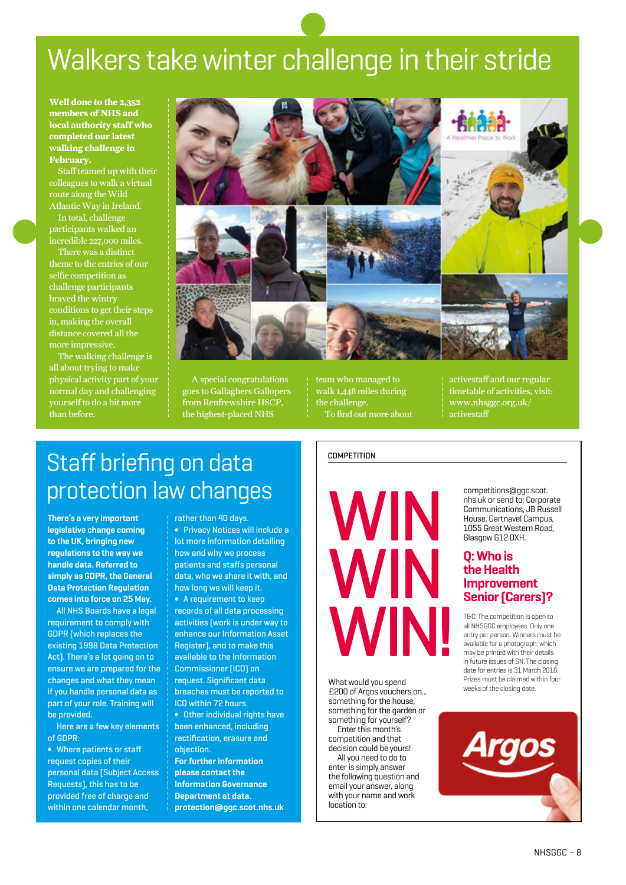# Walkers take winter challenge in their stride

**Well done to the 2,352 members of NHS and local authority staff who completed our latest walking challenge in February.**

Staff teamed up with their colleagues to walk a virtual route along the Wild Atlantic Way in Ireland.

In total, challenge participants walked an incredible 227,000 miles.

There was a distinct theme to the entries of our selfie competition as challenge participants braved the wintry conditions to get their steps in, making the overall distance covered all the more impressive.

The walking challenge is all about trying to make physical activity part of your normal day and challenging yourself to do a bit more than before.

A special congratulations goes to Gallaghers Gallopers from Renfrewshire HSCP, the highest-placed NHS team who managed to walk 1,448 miles during the challenge.

To find out more about activestaff and our regular timetable of activities, visit: www.nhsggc.org.uk/activestaff

# Staff briefing on data protection law changes

**There's a very important legislative change coming to the UK, bringing new regulations to the way we handle data. Referred to simply as GDPR, the General Data Protection Regulation comes into force on 25 May.**

All NHS Boards have a legal requirement to comply with GDPR (which replaces the existing 1998 Data Protection Act). There's a lot going on to ensure we are prepared for the changes and what they mean if you handle personal data as part of your role. Training will be provided.

Here are a few key elements of GDPR:

- Where patients or staff request copies of their personal data (Subject Access Requests), this has to be provided free of charge and within one calendar month, rather than 40 days.
- Privacy Notices will include a lot more information detailing how and why we process patients and staffs personal data, who we share it with, and how long we will keep it.
- A requirement to keep records of all data processing activities (work is under way to enhance our Information Asset Register), and to make this available to the Information Commissioner (ICO) on request. Significant data breaches must be reported to ICO within 72 hours.
- Other individual rights have been enhanced, including rectification, erasure and objection.

**For further information please contact the Information Governance Department at data.protection@ggc.scot.nhs.uk**

COMPETITION

# WIN WIN WIN!

What would you spend £200 of Argos vouchers on… something for the house, something for the garden or something for yourself?

Enter this month's competition and that decision could be yours!

All you need to do to enter is simply answer the following question and email your answer, along with your name and work location to: competitions@ggc.scot.nhs.uk or send to: Corporate Communications, JB Russell House, Gartnavel Royal Campus, 1055 Great Western Road, Glasgow G12 0XH.

## Q: Who is the Health Improvement Senior (Carers)?

T&C: The competition is open to all NHSGGC employees. Only one entry per person. Winners must be available for a photograph, which may be printed with their details in future issues of SN. The closing date for entries is 31 March 2018. Prizes must be claimed within four weeks of the closing date.